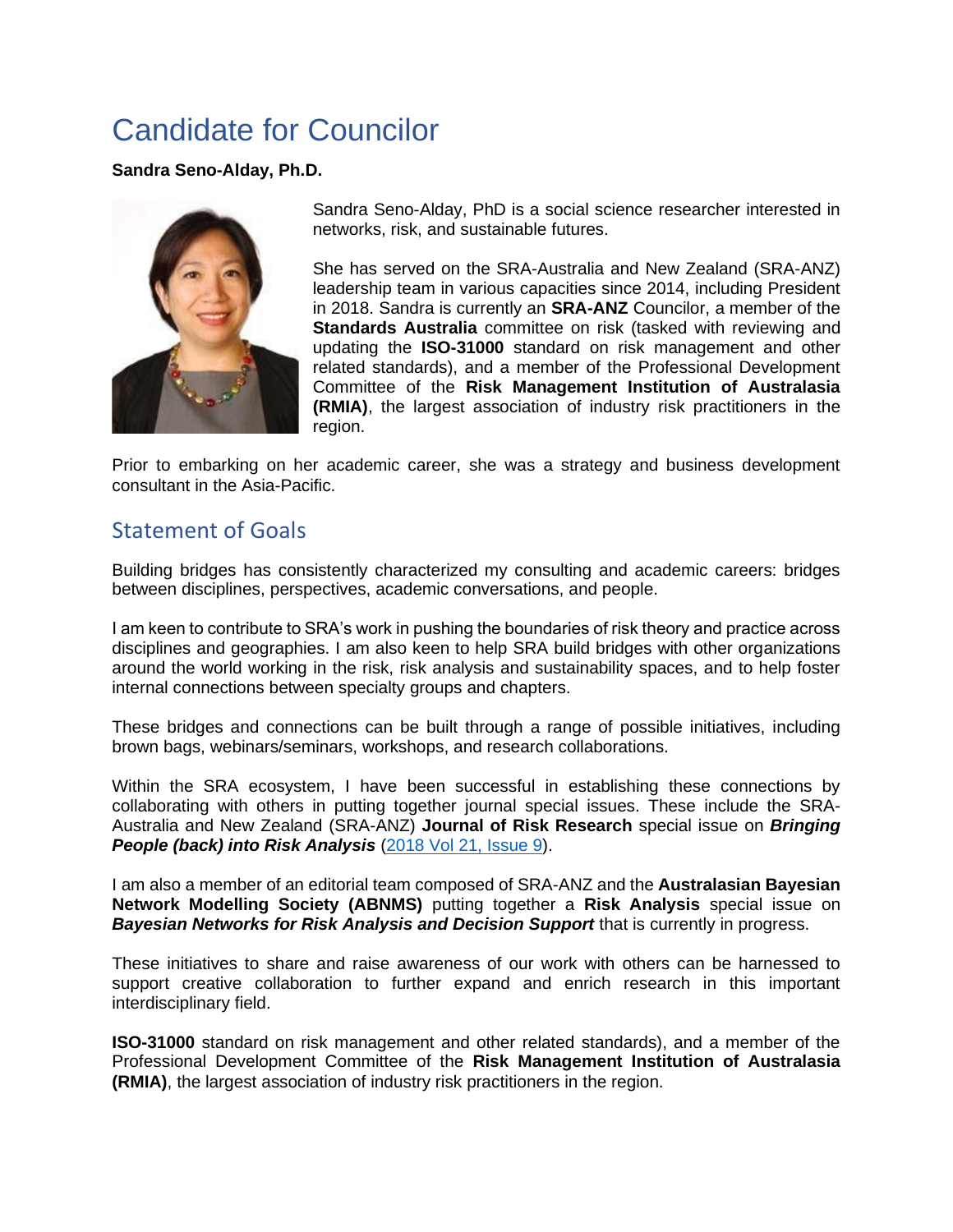# Candidate for Councilor

**Sandra Seno-Alday, Ph.D.**

Sandra Seno-Alday, PhD is a social science researcher interested in networks, risk, and sustainable futures.

She has served on the SRA-Australia and New Zealand (SRA-ANZ) leadership team in various capacities since 2014, including President in 2018. Sandra is currently an **SRA-ANZ** Councilor, a member of the **Standards Australia** committee on risk (tasked with reviewing and updating the **ISO-31000** standard on risk management and other related standards), and a member of the Professional Development Committee of the **Risk Management Institution of Australasia (RMIA)**, the largest association of industry risk practitioners in the region.

Prior to embarking on her academic career, she was a strategy and business development consultant in the Asia-Pacific.

## Statement of Goals

Building bridges has consistently characterized my consulting and academic careers: bridges between disciplines, perspectives, academic conversations, and people.

I am keen to contribute to SRA's work in pushing the boundaries of risk theory and practice across disciplines and geographies. I am also keen to help SRA build bridges with other organizations around the world working in the risk, risk analysis and sustainability spaces, and to help foster internal connections between specialty groups and chapters.

These bridges and connections can be built through a range of possible initiatives, including brown bags, webinars/seminars, workshops, and research collaborations.

Within the SRA ecosystem, I have been successful in establishing these connections by collaborating with others in putting together journal special issues. These include the SRA-Australia and New Zealand (SRA-ANZ) **Journal of Risk Research** special issue on ***Bringing People (back) into Risk Analysis*** (2018 Vol 21, Issue 9).

I am also a member of an editorial team composed of SRA-ANZ and the **Australasian Bayesian Network Modelling Society (ABNMS)** putting together a **Risk Analysis** special issue on ***Bayesian Networks for Risk Analysis and Decision Support*** that is currently in progress.

These initiatives to share and raise awareness of our work with others can be harnessed to support creative collaboration to further expand and enrich research in this important interdisciplinary field.

**ISO-31000** standard on risk management and other related standards), and a member of the Professional Development Committee of the **Risk Management Institution of Australasia (RMIA)**, the largest association of industry risk practitioners in the region.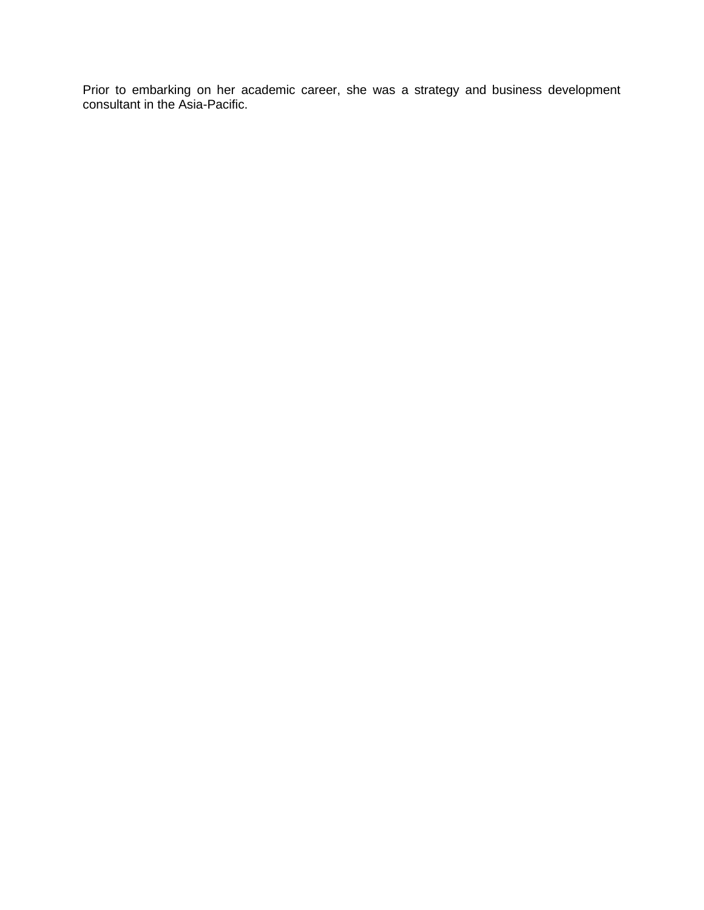Prior to embarking on her academic career, she was a strategy and business development consultant in the Asia-Pacific.